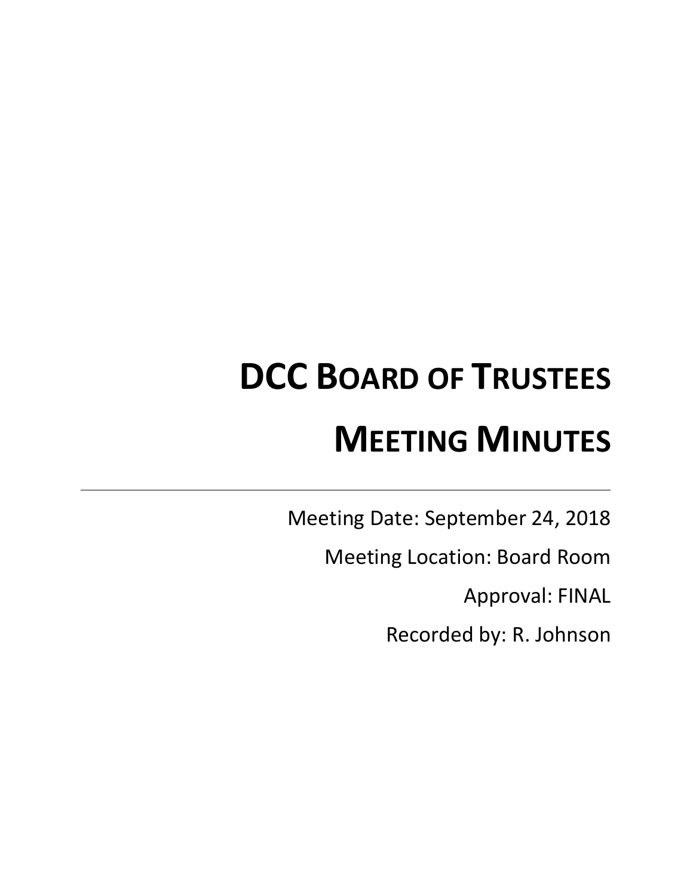# DCC Board of Trustees

# Meeting Minutes

---

Meeting Date: September 24, 2018

Meeting Location: Board Room

Approval: FINAL

Recorded by: R. Johnson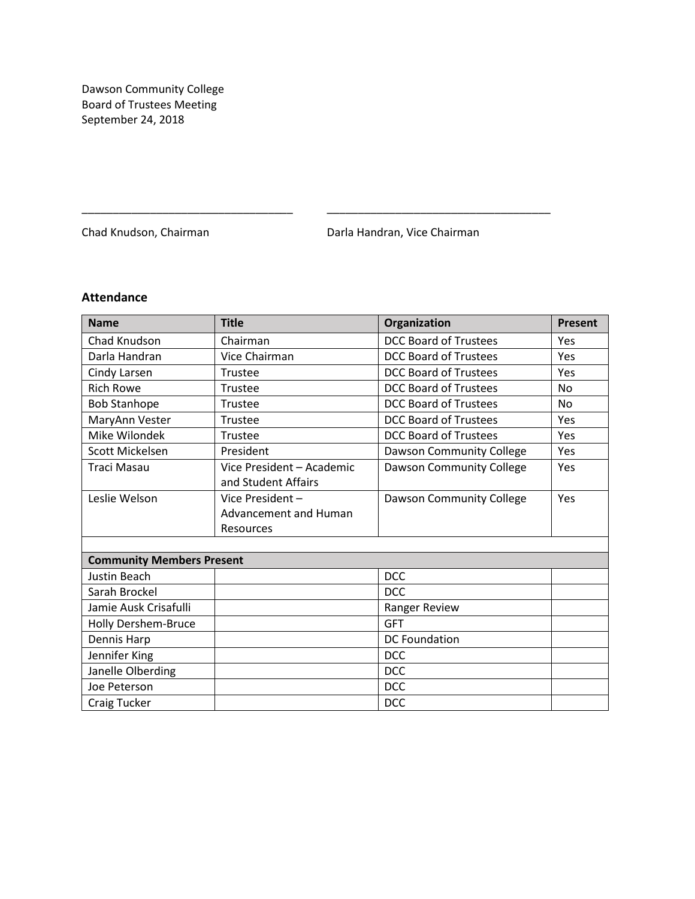Dawson Community College
Board of Trustees Meeting
September 24, 2018

\_\_\_\_\_\_\_\_\_\_\_\_\_\_\_\_\_\_\_\_\_\_\_\_\_\_\_\_\_\_\_\_\_\_ \_\_\_\_\_\_\_\_\_\_\_\_\_\_\_\_\_\_\_\_\_\_\_\_\_\_\_\_\_\_\_\_\_\_\_\_

Chad Knudson, Chairman    Darla Handran, Vice Chairman

### Attendance

| Name | Title | Organization | Present |
|---|---|---|---|
| Chad Knudson | Chairman | DCC Board of Trustees | Yes |
| Darla Handran | Vice Chairman | DCC Board of Trustees | Yes |
| Cindy Larsen | Trustee | DCC Board of Trustees | Yes |
| Rich Rowe | Trustee | DCC Board of Trustees | No |
| Bob Stanhope | Trustee | DCC Board of Trustees | No |
| MaryAnn Vester | Trustee | DCC Board of Trustees | Yes |
| Mike Wilondek | Trustee | DCC Board of Trustees | Yes |
| Scott Mickelsen | President | Dawson Community College | Yes |
| Traci Masau | Vice President – Academic and Student Affairs | Dawson Community College | Yes |
| Leslie Welson | Vice President – Advancement and Human Resources | Dawson Community College | Yes |
| | | | |
| **Community Members Present** | | | |
| Justin Beach | | DCC | |
| Sarah Brockel | | DCC | |
| Jamie Ausk Crisafulli | | Ranger Review | |
| Holly Dershem-Bruce | | GFT | |
| Dennis Harp | | DC Foundation | |
| Jennifer King | | DCC | |
| Janelle Olberding | | DCC | |
| Joe Peterson | | DCC | |
| Craig Tucker | | DCC | |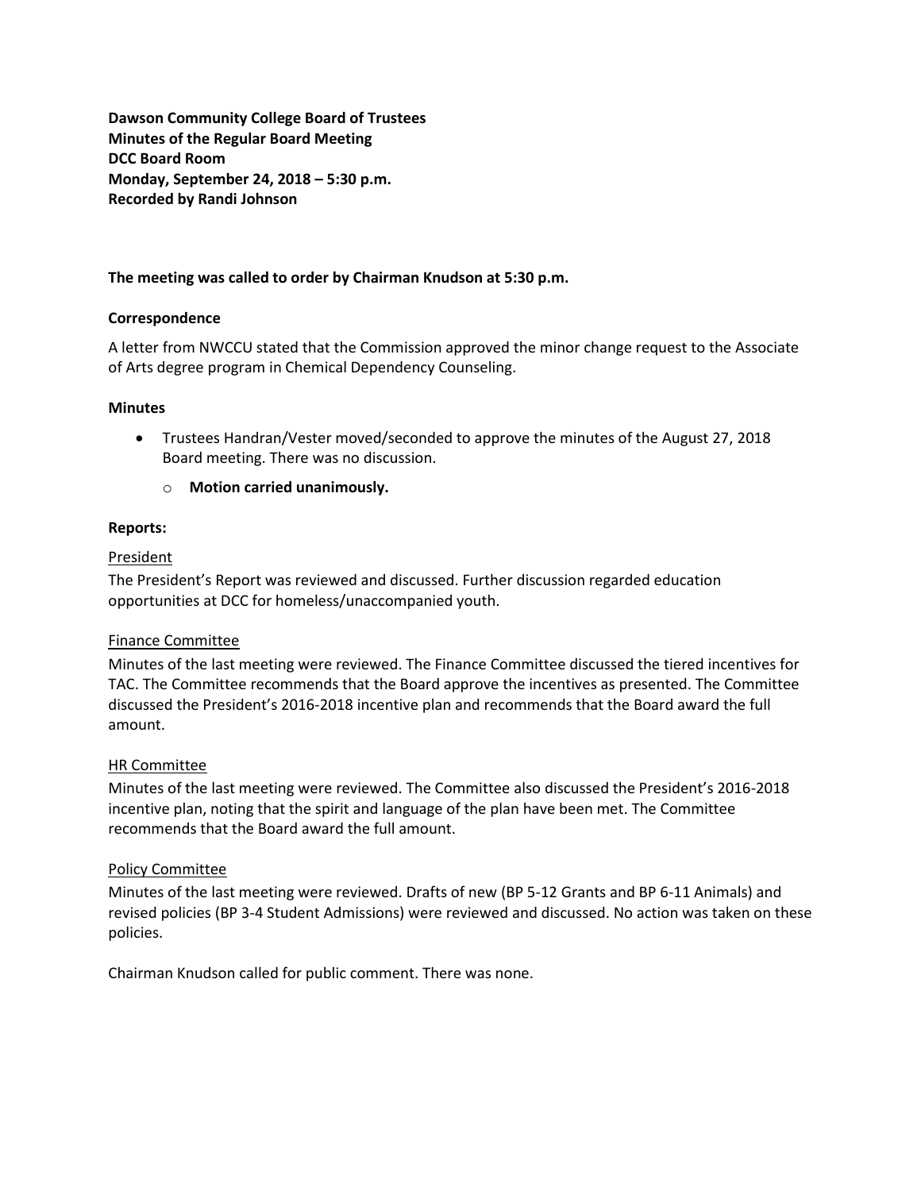**Dawson Community College Board of Trustees**
**Minutes of the Regular Board Meeting**
**DCC Board Room**
**Monday, September 24, 2018 – 5:30 p.m.**
**Recorded by Randi Johnson**

**The meeting was called to order by Chairman Knudson at 5:30 p.m.**

**Correspondence**

A letter from NWCCU stated that the Commission approved the minor change request to the Associate of Arts degree program in Chemical Dependency Counseling.

**Minutes**

- Trustees Handran/Vester moved/seconded to approve the minutes of the August 27, 2018 Board meeting. There was no discussion.
  - **Motion carried unanimously.**

**Reports:**

President

The President's Report was reviewed and discussed. Further discussion regarded education opportunities at DCC for homeless/unaccompanied youth.

Finance Committee

Minutes of the last meeting were reviewed. The Finance Committee discussed the tiered incentives for TAC. The Committee recommends that the Board approve the incentives as presented. The Committee discussed the President's 2016-2018 incentive plan and recommends that the Board award the full amount.

HR Committee

Minutes of the last meeting were reviewed. The Committee also discussed the President's 2016-2018 incentive plan, noting that the spirit and language of the plan have been met. The Committee recommends that the Board award the full amount.

Policy Committee

Minutes of the last meeting were reviewed. Drafts of new (BP 5-12 Grants and BP 6-11 Animals) and revised policies (BP 3-4 Student Admissions) were reviewed and discussed. No action was taken on these policies.

Chairman Knudson called for public comment. There was none.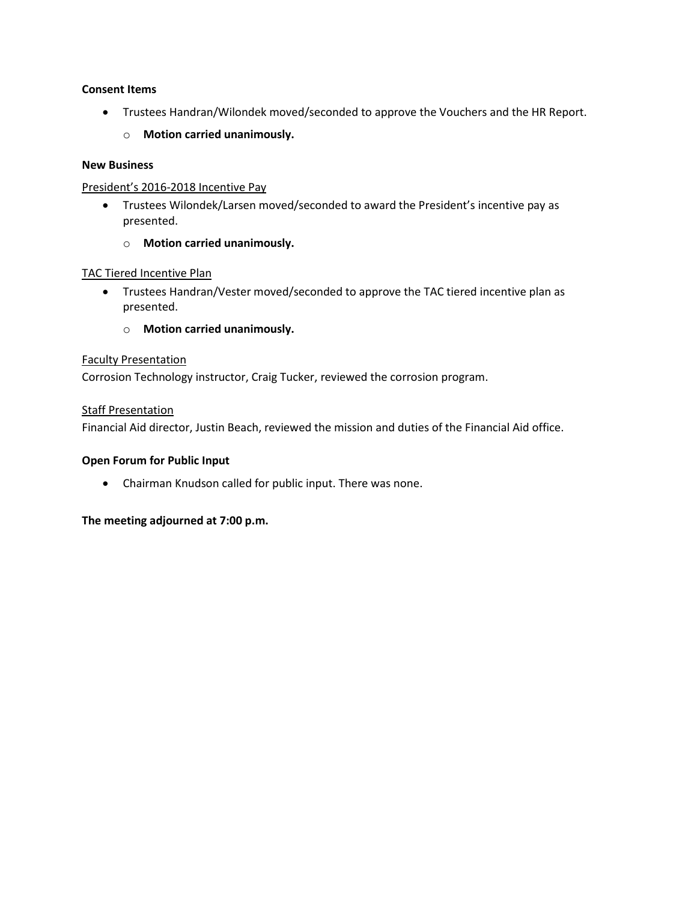**Consent Items**

- Trustees Handran/Wilondek moved/seconded to approve the Vouchers and the HR Report.
    - **Motion carried unanimously.**

**New Business**

President's 2016-2018 Incentive Pay

- Trustees Wilondek/Larsen moved/seconded to award the President's incentive pay as presented.
    - **Motion carried unanimously.**

TAC Tiered Incentive Plan

- Trustees Handran/Vester moved/seconded to approve the TAC tiered incentive plan as presented.
    - **Motion carried unanimously.**

Faculty Presentation

Corrosion Technology instructor, Craig Tucker, reviewed the corrosion program.

Staff Presentation

Financial Aid director, Justin Beach, reviewed the mission and duties of the Financial Aid office.

**Open Forum for Public Input**

- Chairman Knudson called for public input. There was none.

**The meeting adjourned at 7:00 p.m.**